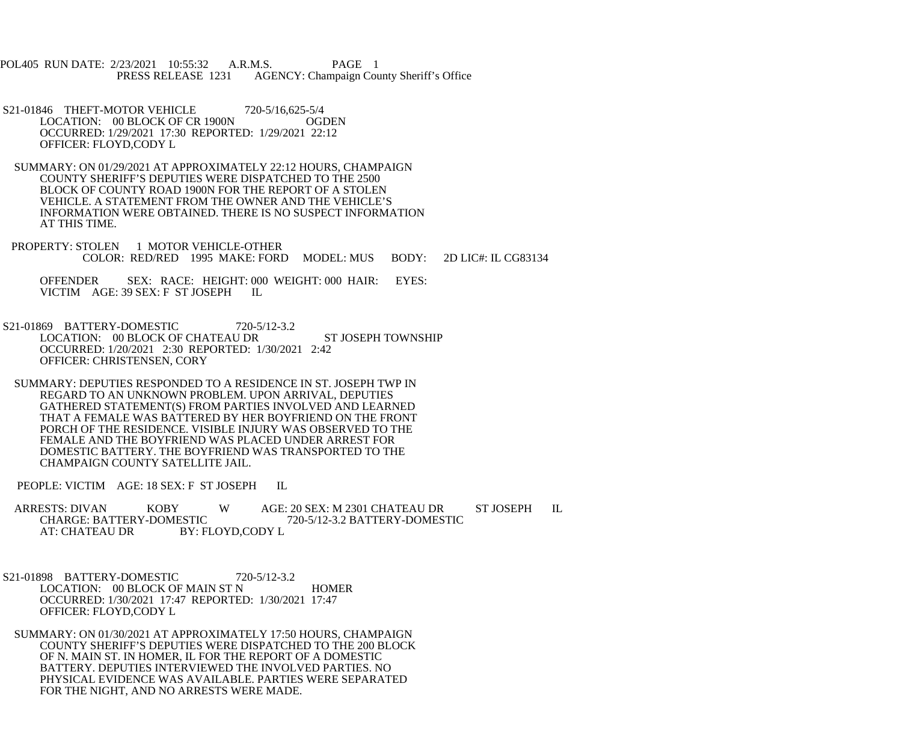POL405 RUN DATE: 2/23/2021 10:55:32 A.R.M.S. PAGE 1
PRESS RELEASE 1231 AGENCY: Champaign County Sheriff's Office

S21-01846 THEFT-MOTOR VEHICLE 720-5/16,625-5/4
LOCATION: 00 BLOCK OF CR 1900N OGDEN
OCCURRED: 1/29/2021 17:30 REPORTED: 1/29/2021 22:12
OFFICER: FLOYD,CODY L

SUMMARY: ON 01/29/2021 AT APPROXIMATELY 22:12 HOURS, CHAMPAIGN COUNTY SHERIFF'S DEPUTIES WERE DISPATCHED TO THE 2500 BLOCK OF COUNTY ROAD 1900N FOR THE REPORT OF A STOLEN VEHICLE. A STATEMENT FROM THE OWNER AND THE VEHICLE'S INFORMATION WERE OBTAINED. THERE IS NO SUSPECT INFORMATION AT THIS TIME.

PROPERTY: STOLEN 1 MOTOR VEHICLE-OTHER
COLOR: RED/RED 1995 MAKE: FORD MODEL: MUS BODY: 2D LIC#: IL CG83134

OFFENDER SEX: RACE: HEIGHT: 000 WEIGHT: 000 HAIR: EYES:
VICTIM AGE: 39 SEX: F ST JOSEPH IL

S21-01869 BATTERY-DOMESTIC 720-5/12-3.2
LOCATION: 00 BLOCK OF CHATEAU DR ST JOSEPH TOWNSHIP
OCCURRED: 1/20/2021 2:30 REPORTED: 1/30/2021 2:42
OFFICER: CHRISTENSEN, CORY

SUMMARY: DEPUTIES RESPONDED TO A RESIDENCE IN ST. JOSEPH TWP IN REGARD TO AN UNKNOWN PROBLEM. UPON ARRIVAL, DEPUTIES GATHERED STATEMENT(S) FROM PARTIES INVOLVED AND LEARNED THAT A FEMALE WAS BATTERED BY HER BOYFRIEND ON THE FRONT PORCH OF THE RESIDENCE. VISIBLE INJURY WAS OBSERVED TO THE FEMALE AND THE BOYFRIEND WAS PLACED UNDER ARREST FOR DOMESTIC BATTERY. THE BOYFRIEND WAS TRANSPORTED TO THE CHAMPAIGN COUNTY SATELLITE JAIL.

PEOPLE: VICTIM AGE: 18 SEX: F ST JOSEPH IL

ARRESTS: DIVAN KOBY W AGE: 20 SEX: M 2301 CHATEAU DR ST JOSEPH IL
CHARGE: BATTERY-DOMESTIC 720-5/12-3.2 BATTERY-DOMESTIC
AT: CHATEAU DR BY: FLOYD,CODY L

S21-01898 BATTERY-DOMESTIC 720-5/12-3.2
LOCATION: 00 BLOCK OF MAIN ST N HOMER
OCCURRED: 1/30/2021 17:47 REPORTED: 1/30/2021 17:47
OFFICER: FLOYD,CODY L

SUMMARY: ON 01/30/2021 AT APPROXIMATELY 17:50 HOURS, CHAMPAIGN COUNTY SHERIFF'S DEPUTIES WERE DISPATCHED TO THE 200 BLOCK OF N. MAIN ST. IN HOMER, IL FOR THE REPORT OF A DOMESTIC BATTERY. DEPUTIES INTERVIEWED THE INVOLVED PARTIES. NO PHYSICAL EVIDENCE WAS AVAILABLE. PARTIES WERE SEPARATED FOR THE NIGHT, AND NO ARRESTS WERE MADE.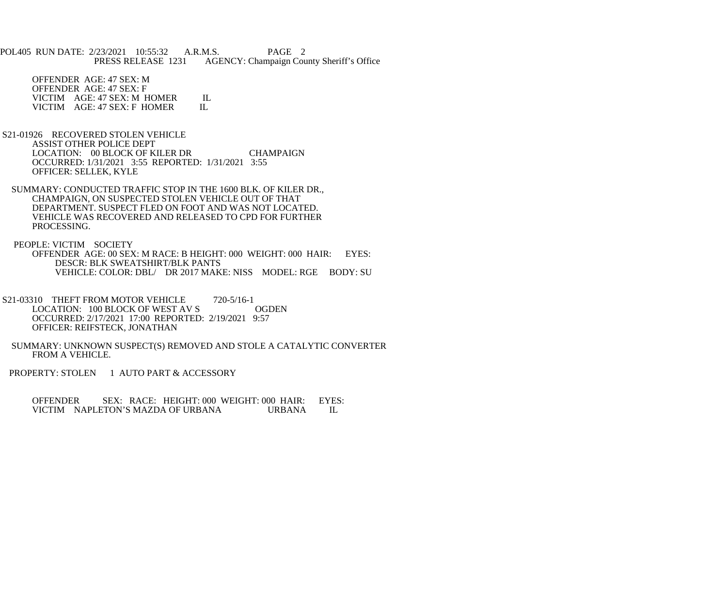OFFENDER AGE: 47 SEX: M
OFFENDER AGE: 47 SEX: F
VICTIM AGE: 47 SEX: M HOMER IL
VICTIM AGE: 47 SEX: F HOMER IL

S21-01926 RECOVERED STOLEN VEHICLE
ASSIST OTHER POLICE DEPT
LOCATION: 00 BLOCK OF KILER DR CHAMPAIGN
OCCURRED: 1/31/2021 3:55 REPORTED: 1/31/2021 3:55
OFFICER: SELLEK, KYLE

SUMMARY: CONDUCTED TRAFFIC STOP IN THE 1600 BLK. OF KILER DR., CHAMPAIGN, ON SUSPECTED STOLEN VEHICLE OUT OF THAT DEPARTMENT. SUSPECT FLED ON FOOT AND WAS NOT LOCATED. VEHICLE WAS RECOVERED AND RELEASED TO CPD FOR FURTHER PROCESSING.

PEOPLE: VICTIM SOCIETY
OFFENDER AGE: 00 SEX: M RACE: B HEIGHT: 000 WEIGHT: 000 HAIR: EYES:
DESCR: BLK SWEATSHIRT/BLK PANTS
VEHICLE: COLOR: DBL/ DR 2017 MAKE: NISS MODEL: RGE BODY: SU

S21-03310 THEFT FROM MOTOR VEHICLE 720-5/16-1
LOCATION: 100 BLOCK OF WEST AV S OGDEN
OCCURRED: 2/17/2021 17:00 REPORTED: 2/19/2021 9:57
OFFICER: REIFSTECK, JONATHAN

SUMMARY: UNKNOWN SUSPECT(S) REMOVED AND STOLE A CATALYTIC CONVERTER FROM A VEHICLE.

PROPERTY: STOLEN 1 AUTO PART & ACCESSORY

OFFENDER SEX: RACE: HEIGHT: 000 WEIGHT: 000 HAIR: EYES:
VICTIM NAPLETON'S MAZDA OF URBANA URBANA IL